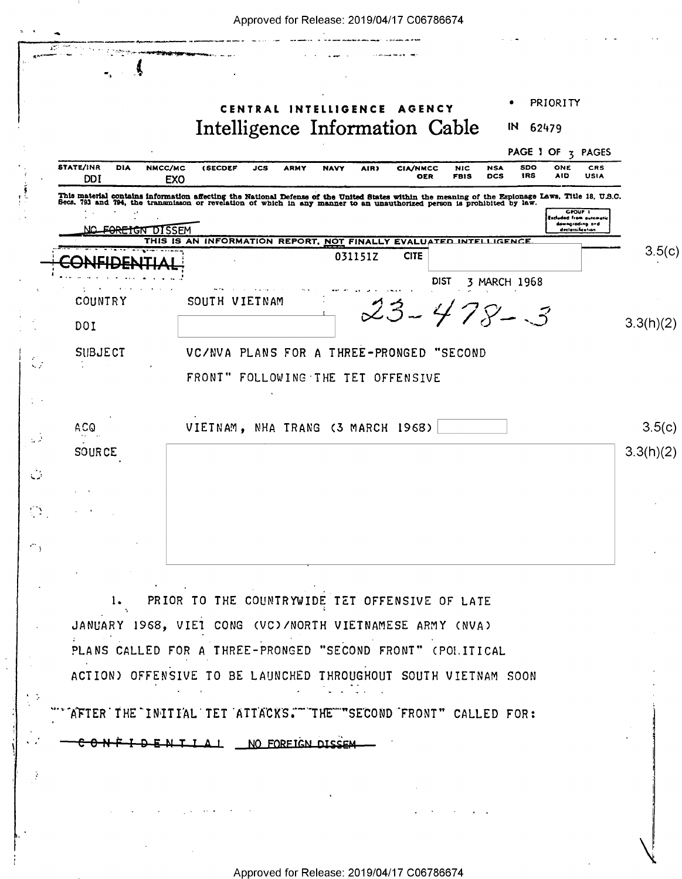CENTRAL INTELLIGENCE AGENCY

# Intelligence Information Cable

• PRIORITY

IN 62479

PAGE 1 OF 3 PAGES

| STATE/INR | DIA | NMCC/MC | (SECDEF | JCS | ARMY | NAVY | AIR) | CIA/NMCC | NIC | NSA | SDO | ONE | CRS |
|---|---|---|---|---|---|---|---|---|---|---|---|---|---|
| DDI | | EXO | | | | | | OER | FBIS | DCS | IRS | AID | USIA |

This material contains information affecting the National Defense of the United States within the meaning of the Espionage Laws, Title 18, U.S.C. Secs. 793 and 794, the transmisson or revelation of which in any manner to an unauthorized person is prohibited by law.

GROUP 1
Excluded from automatic downgrading and declassification

~~NO FOREIGN DISSEM~~

THIS IS AN INFORMATION REPORT, NOT FINALLY EVALUATED INTELLIGENCE.

~~CONFIDENTIAL~~ 031151Z CITE [redacted] 3.5(c)

DIST 3 MARCH 1968

COUNTRY SOUTH VIETNAM

23-478-3

DOI [redacted] 3.3(h)(2)

SUBJECT VC/NVA PLANS FOR A THREE-PRONGED "SECOND FRONT" FOLLOWING THE TET OFFENSIVE

ACQ VIETNAM, NHA TRANG (3 MARCH 1968) [redacted] 3.5(c)

SOURCE [redacted] 3.3(h)(2)

1. PRIOR TO THE COUNTRYWIDE TET OFFENSIVE OF LATE JANUARY 1968, VIET CONG (VC)/NORTH VIETNAMESE ARMY (NVA) PLANS CALLED FOR A THREE-PRONGED "SECOND FRONT" (POLITICAL ACTION) OFFENSIVE TO BE LAUNCHED THROUGHOUT SOUTH VIETNAM SOON AFTER THE INITIAL TET ATTACKS. THE "SECOND FRONT" CALLED FOR:

~~CONFIDENTIAL~~ ~~NO FOREIGN DISSEM~~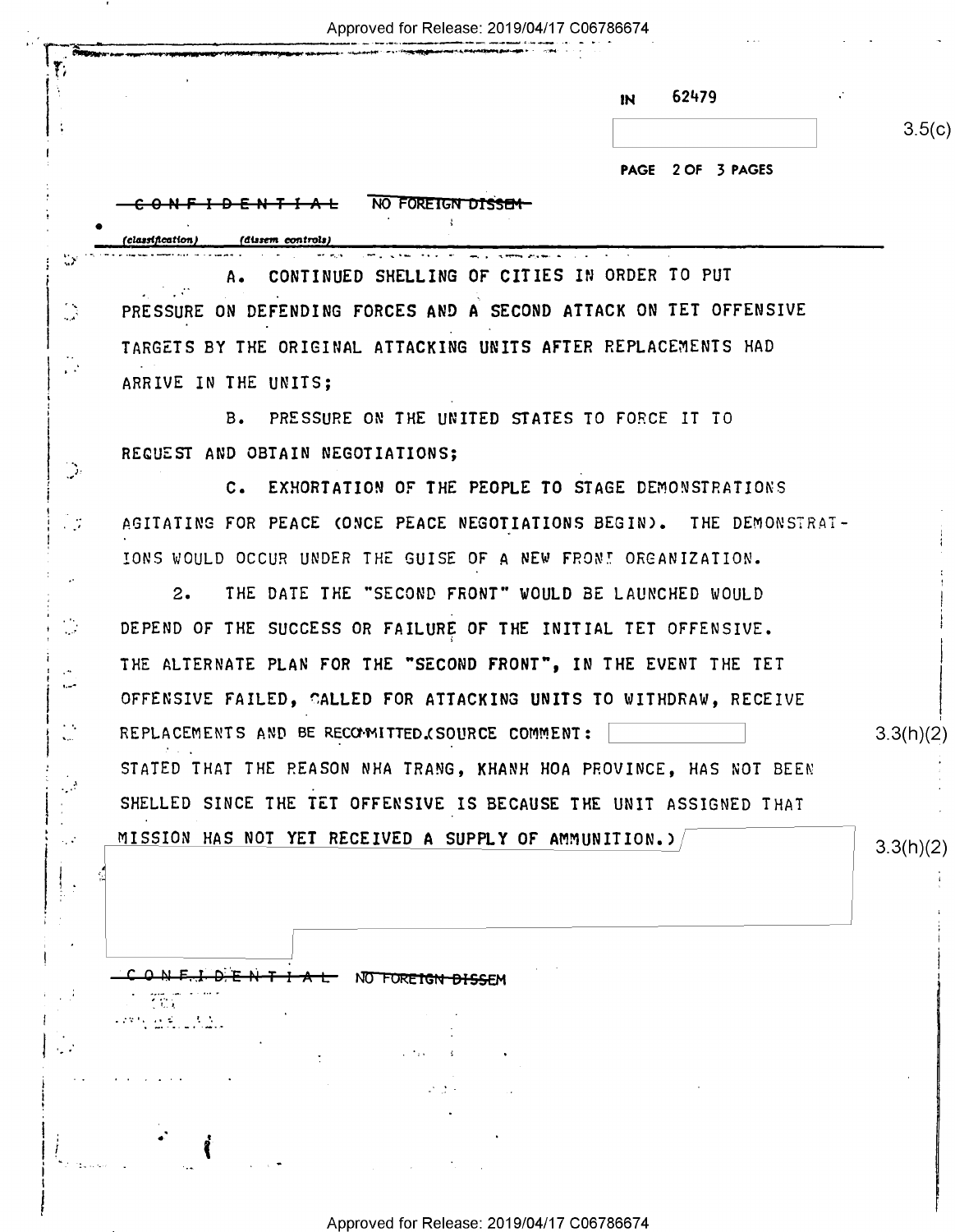IN 62479

3.5(c)

~~CONFIDENTIAL~~ ~~NO FOREIGN DISSEM~~

(classification) (dissem controls)

A. CONTINUED SHELLING OF CITIES IN ORDER TO PUT PRESSURE ON DEFENDING FORCES AND A SECOND ATTACK ON TET OFFENSIVE TARGETS BY THE ORIGINAL ATTACKING UNITS AFTER REPLACEMENTS HAD ARRIVE IN THE UNITS;

B. PRESSURE ON THE UNITED STATES TO FORCE IT TO REQUEST AND OBTAIN NEGOTIATIONS;

C. EXHORTATION OF THE PEOPLE TO STAGE DEMONSTRATIONS AGITATING FOR PEACE (ONCE PEACE NEGOTIATIONS BEGIN). THE DEMONSTRATIONS WOULD OCCUR UNDER THE GUISE OF A NEW FRONT ORGANIZATION.

2. THE DATE THE "SECOND FRONT" WOULD BE LAUNCHED WOULD DEPEND OF THE SUCCESS OR FAILURE OF THE INITIAL TET OFFENSIVE. THE ALTERNATE PLAN FOR THE "SECOND FRONT", IN THE EVENT THE TET OFFENSIVE FAILED, CALLED FOR ATTACKING UNITS TO WITHDRAW, RECEIVE REPLACEMENTS AND BE RECOMMITTED.(SOURCE COMMENT: [redacted] 3.3(h)(2) STATED THAT THE REASON NHA TRANG, KHANH HOA PROVINCE, HAS NOT BEEN SHELLED SINCE THE TET OFFENSIVE IS BECAUSE THE UNIT ASSIGNED THAT MISSION HAS NOT YET RECEIVED A SUPPLY OF AMMUNITION.) [redacted] 3.3(h)(2)

~~CONFIDENTIAL~~ ~~NO FOREIGN DISSEM~~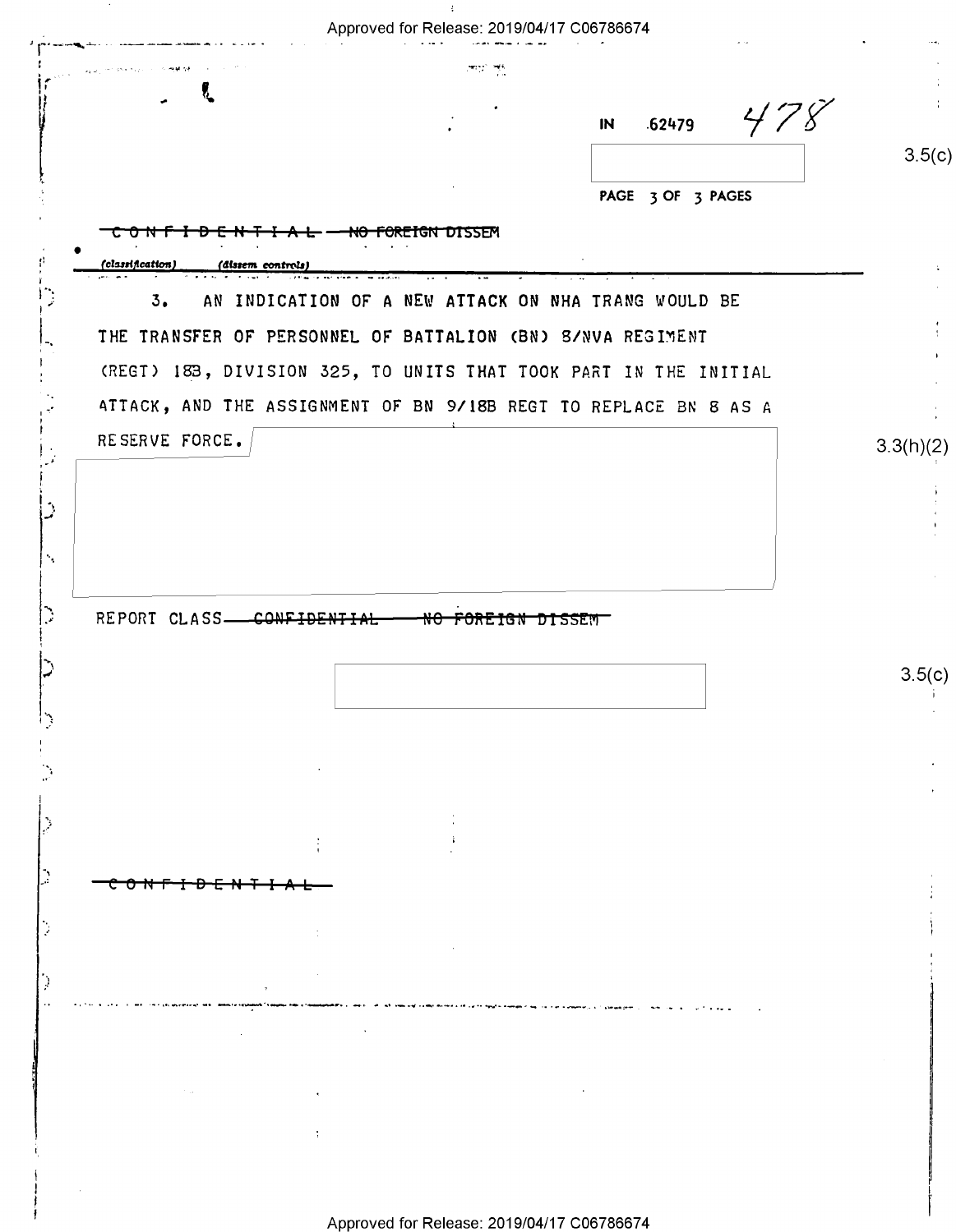IN 62479 478

3.5(c)

~~CONFIDENTIAL — NO FOREIGN DISSEM~~

(classification) (dissem controls)

3. AN INDICATION OF A NEW ATTACK ON NHA TRANG WOULD BE THE TRANSFER OF PERSONNEL OF BATTALION (BN) 8/NVA REGIMENT (REGT) 18B, DIVISION 325, TO UNITS THAT TOOK PART IN THE INITIAL ATTACK, AND THE ASSIGNMENT OF BN 9/18B REGT TO REPLACE BN 8 AS A RESERVE FORCE.

3.3(h)(2)

REPORT CLASS ~~CONFIDENTIAL — NO FOREIGN DISSEM~~

3.5(c)

~~CONFIDENTIAL~~